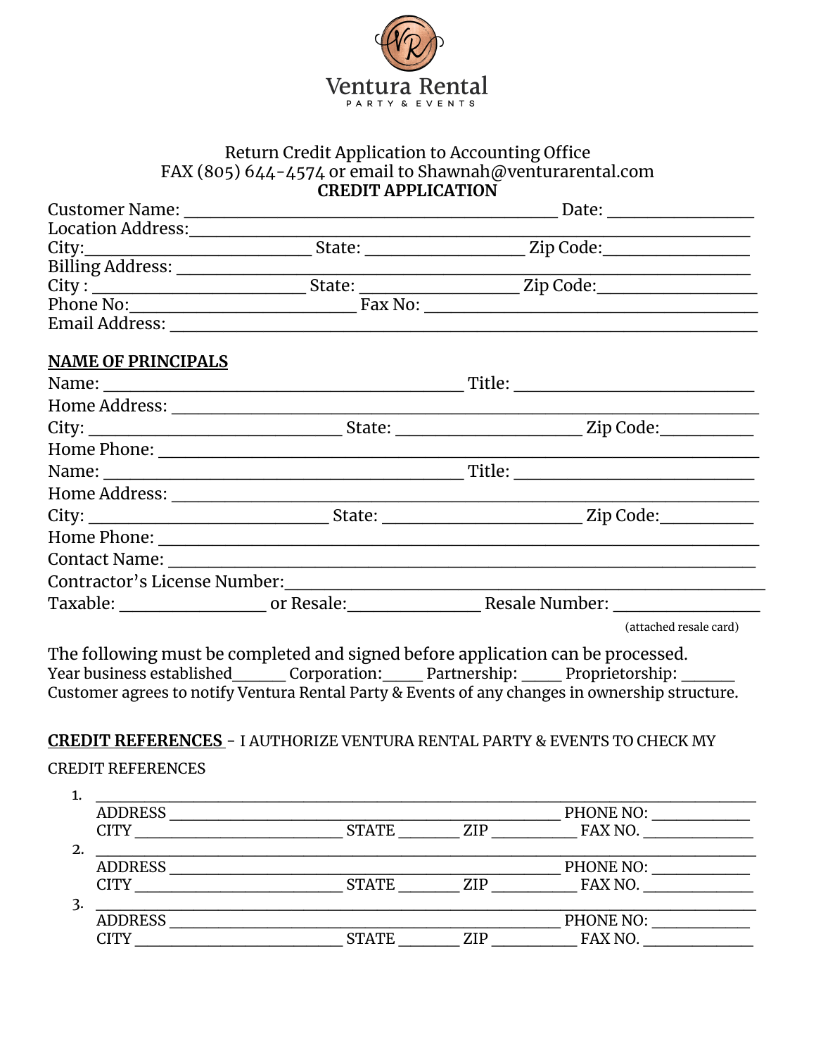Ventura Rental
PARTY & EVENTS

Return Credit Application to Accounting Office
FAX (805) 644-4574 or email to Shawnah@venturarental.com

**CREDIT APPLICATION**

Customer Name: ______________________________________ Date: ______________

Location Address: ____________________________________________________________

City: ____________________ State: ________________ Zip Code: ______________

Billing Address: _____________________________________________________________

City : ____________________ State: ________________ Zip Code: ______________

Phone No: ____________________ Fax No: ______________________________

Email Address: _______________________________________________________________

**NAME OF PRINCIPALS**

Name: ____________________________________ Title: ______________________

Home Address: ________________________________________________________________

City: ________________________ State: ____________________ Zip Code: __________

Home Phone: __________________________________________________________________

Name: ____________________________________ Title: ______________________

Home Address: ________________________________________________________________

City: ________________________ State: ____________________ Zip Code: __________

Home Phone: __________________________________________________________________

Contact Name: ________________________________________________________________

Contractor's License Number: __________________________________________________

Taxable: ______________ or Resale: ______________ Resale Number: ______________

(attached resale card)

The following must be completed and signed before application can be processed.

Year business established______ Corporation:_____ Partnership: _____ Proprietorship: ______

Customer agrees to notify Ventura Rental Party & Events of any changes in ownership structure.

**CREDIT REFERENCES** - I AUTHORIZE VENTURA RENTAL PARTY & EVENTS TO CHECK MY CREDIT REFERENCES

1. ____________________________________________________________________
   ADDRESS ______________________________________ PHONE NO: ___________
   CITY ______________________ STATE _______ ZIP __________ FAX NO. ___________
2. ____________________________________________________________________
   ADDRESS ______________________________________ PHONE NO: ___________
   CITY ______________________ STATE _______ ZIP __________ FAX NO. ___________
3. ____________________________________________________________________
   ADDRESS ______________________________________ PHONE NO: ___________
   CITY ______________________ STATE _______ ZIP __________ FAX NO. ___________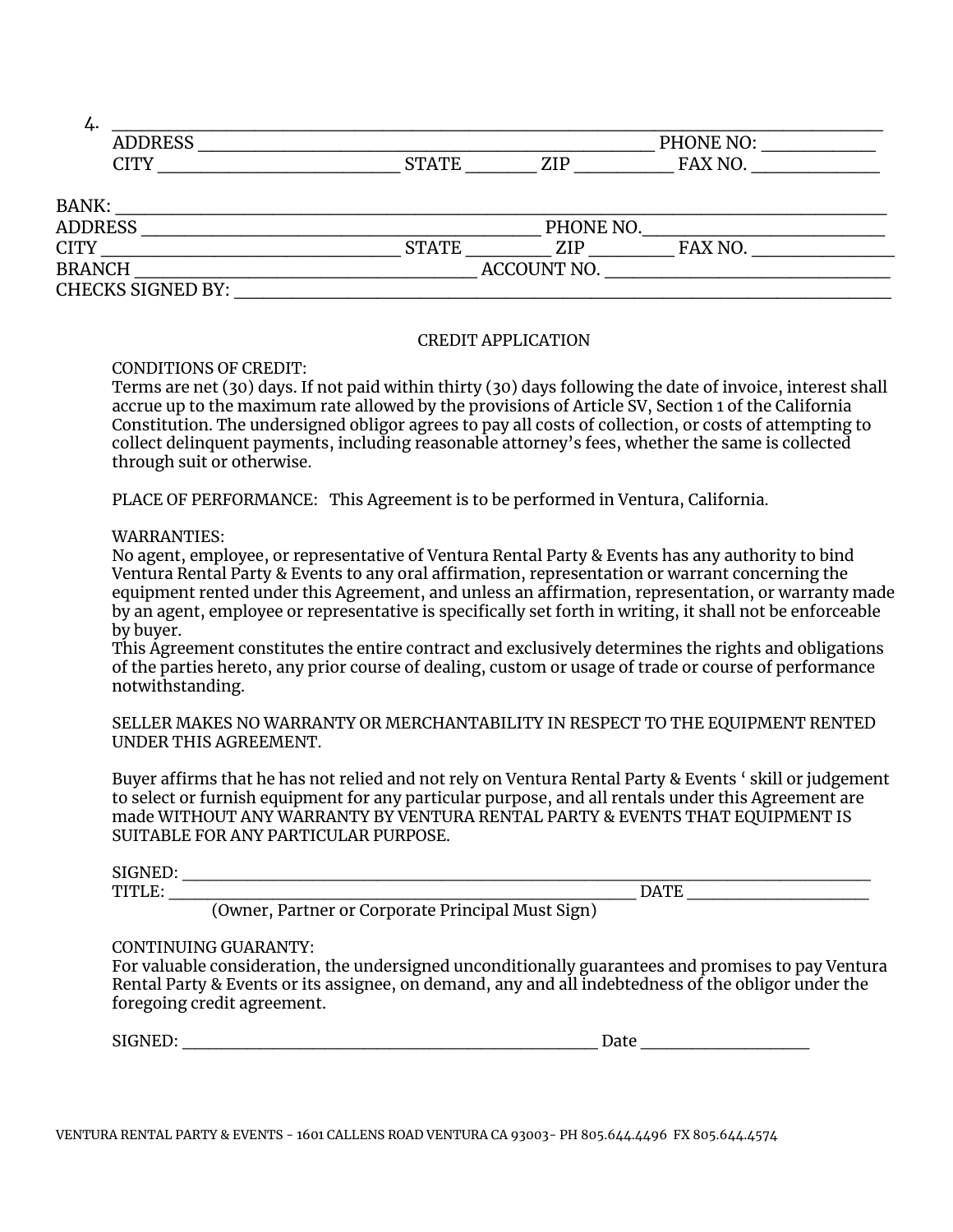4. ______________________________________________________________________

ADDRESS _______________________________________________ PHONE NO: ___________

CITY __________________________ STATE _______ ZIP __________ FAX NO. _____________

BANK: ______________________________________________________________________

ADDRESS _________________________________________ PHONE NO.______________________

CITY ____________________________ STATE ________ ZIP _________ FAX NO. ______________

BRANCH _____________________________________ ACCOUNT NO. _____________________________

CHECKS SIGNED BY: _______________________________________________________________________

CREDIT APPLICATION

CONDITIONS OF CREDIT:
Terms are net (30) days. If not paid within thirty (30) days following the date of invoice, interest shall accrue up to the maximum rate allowed by the provisions of Article SV, Section 1 of the California Constitution. The undersigned obligor agrees to pay all costs of collection, or costs of attempting to collect delinquent payments, including reasonable attorney's fees, whether the same is collected through suit or otherwise.

PLACE OF PERFORMANCE: This Agreement is to be performed in Ventura, California.

WARRANTIES:
No agent, employee, or representative of Ventura Rental Party & Events has any authority to bind Ventura Rental Party & Events to any oral affirmation, representation or warrant concerning the equipment rented under this Agreement, and unless an affirmation, representation, or warranty made by an agent, employee or representative is specifically set forth in writing, it shall not be enforceable by buyer.
This Agreement constitutes the entire contract and exclusively determines the rights and obligations of the parties hereto, any prior course of dealing, custom or usage of trade or course of performance notwithstanding.

SELLER MAKES NO WARRANTY OR MERCHANTABILITY IN RESPECT TO THE EQUIPMENT RENTED UNDER THIS AGREEMENT.

Buyer affirms that he has not relied and not rely on Ventura Rental Party & Events ' skill or judgement to select or furnish equipment for any particular purpose, and all rentals under this Agreement are made WITHOUT ANY WARRANTY BY VENTURA RENTAL PARTY & EVENTS THAT EQUIPMENT IS SUITABLE FOR ANY PARTICULAR PURPOSE.

SIGNED: ___________________________________________________________________________

TITLE: ___________________________________________________ DATE ___________________

(Owner, Partner or Corporate Principal Must Sign)

CONTINUING GUARANTY:
For valuable consideration, the undersigned unconditionally guarantees and promises to pay Ventura Rental Party & Events or its assignee, on demand, any and all indebtedness of the obligor under the foregoing credit agreement.

SIGNED: ______________________________________________ Date __________________

VENTURA RENTAL PARTY & EVENTS - 1601 CALLENS ROAD VENTURA CA 93003- PH 805.644.4496 FX 805.644.4574